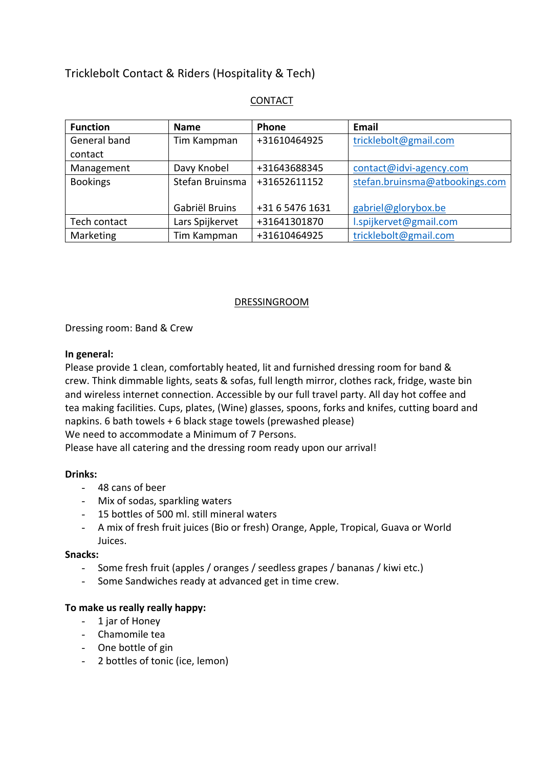# Tricklebolt Contact & Riders (Hospitality & Tech)

## CONTACT

| Function | Name | Phone | Email |
|---|---|---|---|
| General band contact | Tim Kampman | +31610464925 | tricklebolt@gmail.com |
| Management | Davy Knobel | +31643688345 | contact@idvi-agency.com |
| Bookings | Stefan Bruinsma<br><br>Gabriël Bruins | +31652611152<br><br>+31 6 5476 1631 | stefan.bruinsma@atbookings.com<br><br>gabriel@glorybox.be |
| Tech contact | Lars Spijkervet | +31641301870 | l.spijkervet@gmail.com |
| Marketing | Tim Kampman | +31610464925 | tricklebolt@gmail.com |

## DRESSINGROOM

Dressing room: Band & Crew

**In general:**
Please provide 1 clean, comfortably heated, lit and furnished dressing room for band & crew. Think dimmable lights, seats & sofas, full length mirror, clothes rack, fridge, waste bin and wireless internet connection. Accessible by our full travel party. All day hot coffee and tea making facilities. Cups, plates, (Wine) glasses, spoons, forks and knifes, cutting board and napkins. 6 bath towels + 6 black stage towels (prewashed please)
We need to accommodate a Minimum of 7 Persons.
Please have all catering and the dressing room ready upon our arrival!

**Drinks:**
- 48 cans of beer
- Mix of sodas, sparkling waters
- 15 bottles of 500 ml. still mineral waters
- A mix of fresh fruit juices (Bio or fresh) Orange, Apple, Tropical, Guava or World Juices.

**Snacks:**
- Some fresh fruit (apples / oranges / seedless grapes / bananas / kiwi etc.)
- Some Sandwiches ready at advanced get in time crew.

**To make us really really happy:**
- 1 jar of Honey
- Chamomile tea
- One bottle of gin
- 2 bottles of tonic (ice, lemon)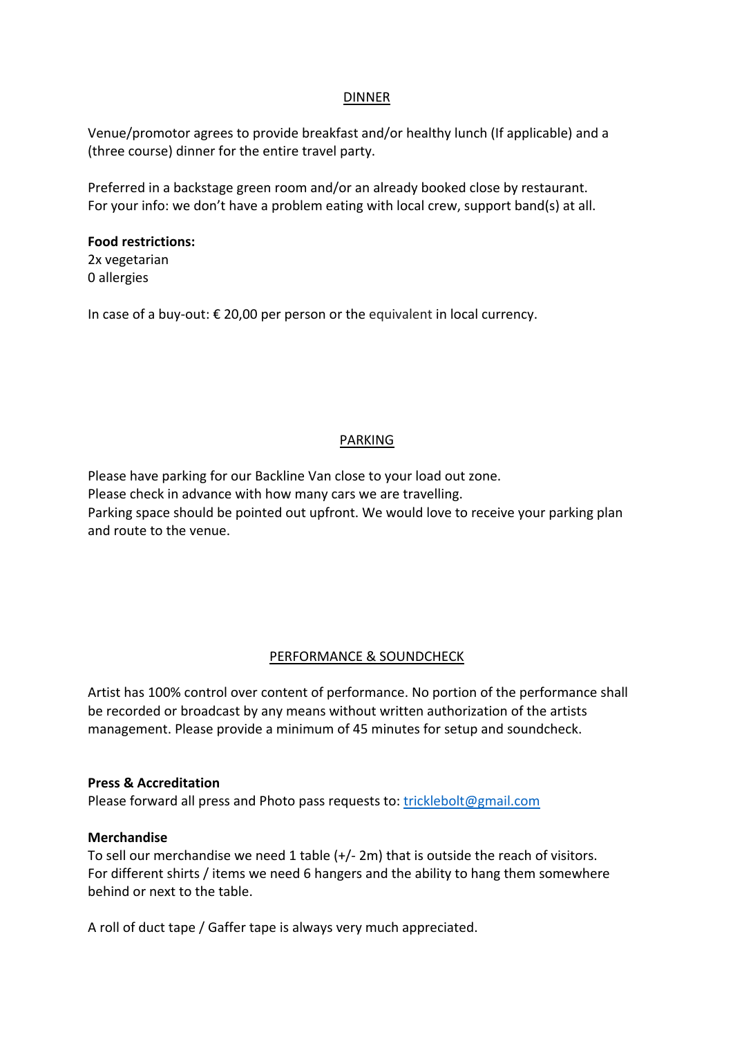## DINNER

Venue/promotor agrees to provide breakfast and/or healthy lunch (If applicable) and a (three course) dinner for the entire travel party.

Preferred in a backstage green room and/or an already booked close by restaurant.
For your info: we don't have a problem eating with local crew, support band(s) at all.

**Food restrictions:**
2x vegetarian
0 allergies

In case of a buy-out: € 20,00 per person or the equivalent in local currency.

## PARKING

Please have parking for our Backline Van close to your load out zone.
Please check in advance with how many cars we are travelling.
Parking space should be pointed out upfront. We would love to receive your parking plan and route to the venue.

## PERFORMANCE & SOUNDCHECK

Artist has 100% control over content of performance. No portion of the performance shall be recorded or broadcast by any means without written authorization of the artists management. Please provide a minimum of 45 minutes for setup and soundcheck.

**Press & Accreditation**
Please forward all press and Photo pass requests to: tricklebolt@gmail.com

**Merchandise**
To sell our merchandise we need 1 table (+/- 2m) that is outside the reach of visitors. For different shirts / items we need 6 hangers and the ability to hang them somewhere behind or next to the table.

A roll of duct tape / Gaffer tape is always very much appreciated.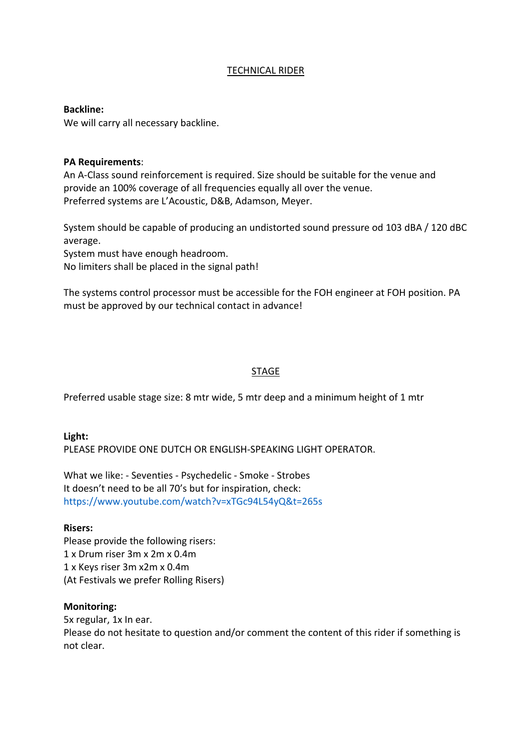# TECHNICAL RIDER

**Backline:**
We will carry all necessary backline.

**PA Requirements**:
An A-Class sound reinforcement is required. Size should be suitable for the venue and provide an 100% coverage of all frequencies equally all over the venue.
Preferred systems are L'Acoustic, D&B, Adamson, Meyer.

System should be capable of producing an undistorted sound pressure od 103 dBA / 120 dBC average.
System must have enough headroom.
No limiters shall be placed in the signal path!

The systems control processor must be accessible for the FOH engineer at FOH position. PA must be approved by our technical contact in advance!

## STAGE

Preferred usable stage size: 8 mtr wide, 5 mtr deep and a minimum height of 1 mtr

**Light:**
PLEASE PROVIDE ONE DUTCH OR ENGLISH-SPEAKING LIGHT OPERATOR.

What we like: - Seventies - Psychedelic - Smoke - Strobes
It doesn't need to be all 70's but for inspiration, check:
https://www.youtube.com/watch?v=xTGc94L54yQ&t=265s

**Risers:**
Please provide the following risers:
1 x Drum riser 3m x 2m x 0.4m
1 x Keys riser 3m x2m x 0.4m
(At Festivals we prefer Rolling Risers)

**Monitoring:**
5x regular, 1x In ear.
Please do not hesitate to question and/or comment the content of this rider if something is not clear.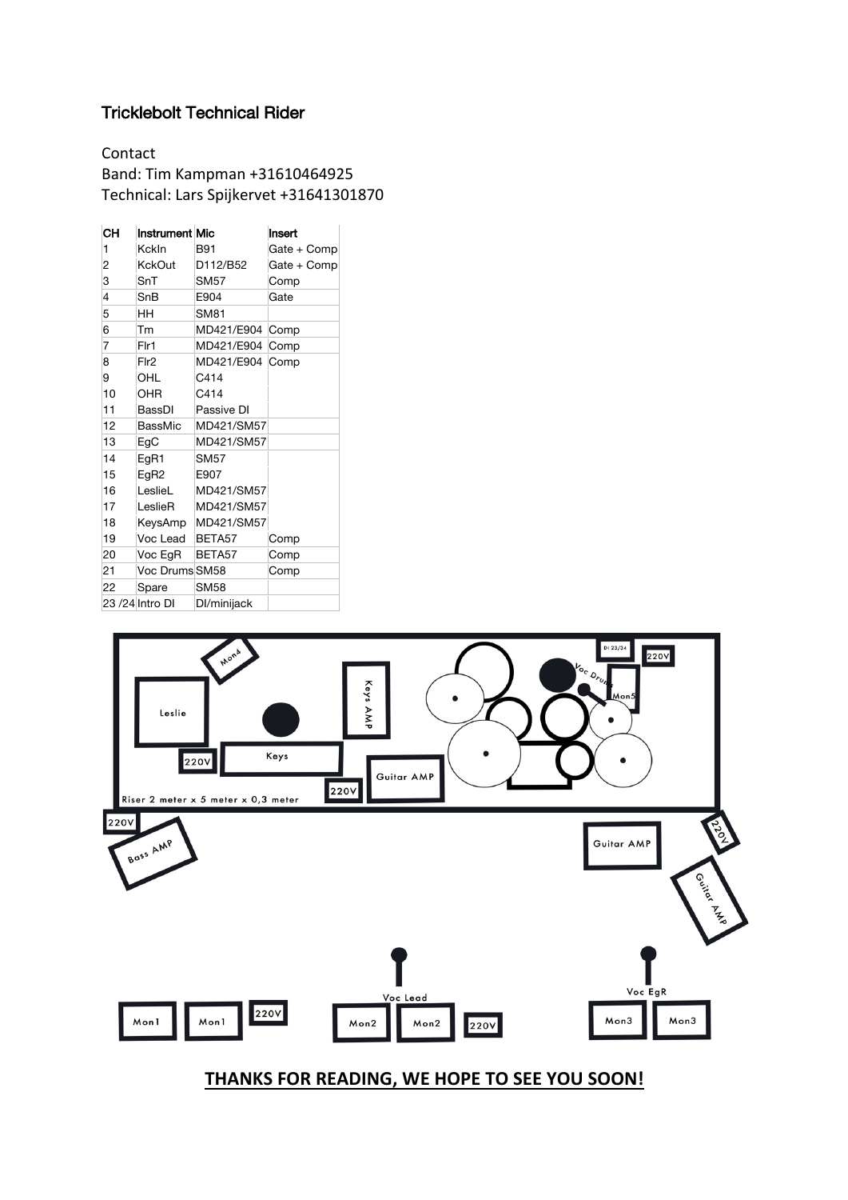# Tricklebolt Technical Rider

Contact

Band: Tim Kampman +31610464925

Technical: Lars Spijkervet +31641301870

| CH | Instrument | Mic | Insert |
|---|---|---|---|
| 1 | KckIn | B91 | Gate + Comp |
| 2 | KckOut | D112/B52 | Gate + Comp |
| 3 | SnT | SM57 | Comp |
| 4 | SnB | E904 | Gate |
| 5 | HH | SM81 | |
| 6 | Tm | MD421/E904 | Comp |
| 7 | Flr1 | MD421/E904 | Comp |
| 8 | Flr2 | MD421/E904 | Comp |
| 9 | OHL | C414 | |
| 10 | OHR | C414 | |
| 11 | BassDI | Passive DI | |
| 12 | BassMic | MD421/SM57 | |
| 13 | EgC | MD421/SM57 | |
| 14 | EgR1 | SM57 | |
| 15 | EgR2 | E907 | |
| 16 | LeslieL | MD421/SM57 | |
| 17 | LeslieR | MD421/SM57 | |
| 18 | KeysAmp | MD421/SM57 | |
| 19 | Voc Lead | BETA57 | Comp |
| 20 | Voc EgR | BETA57 | Comp |
| 21 | Voc Drums | SM58 | Comp |
| 22 | Spare | SM58 | |
| 23 /24 | Intro DI | DI/minijack | |

Mon4
Leslie
Keys AMP
DI 23/24
220V
Voc Drums
Mon5
220V
Keys
Guitar AMP
220V
Riser 2 meter x 5 meter x 0,3 meter
220V
Bass AMP
Guitar AMP
220V
Guitar AMP
Voc Lead
Voc EgR
Mon1
Mon1
220V
Mon2
Mon2
220V
Mon3
Mon3

**THANKS FOR READING, WE HOPE TO SEE YOU SOON!**